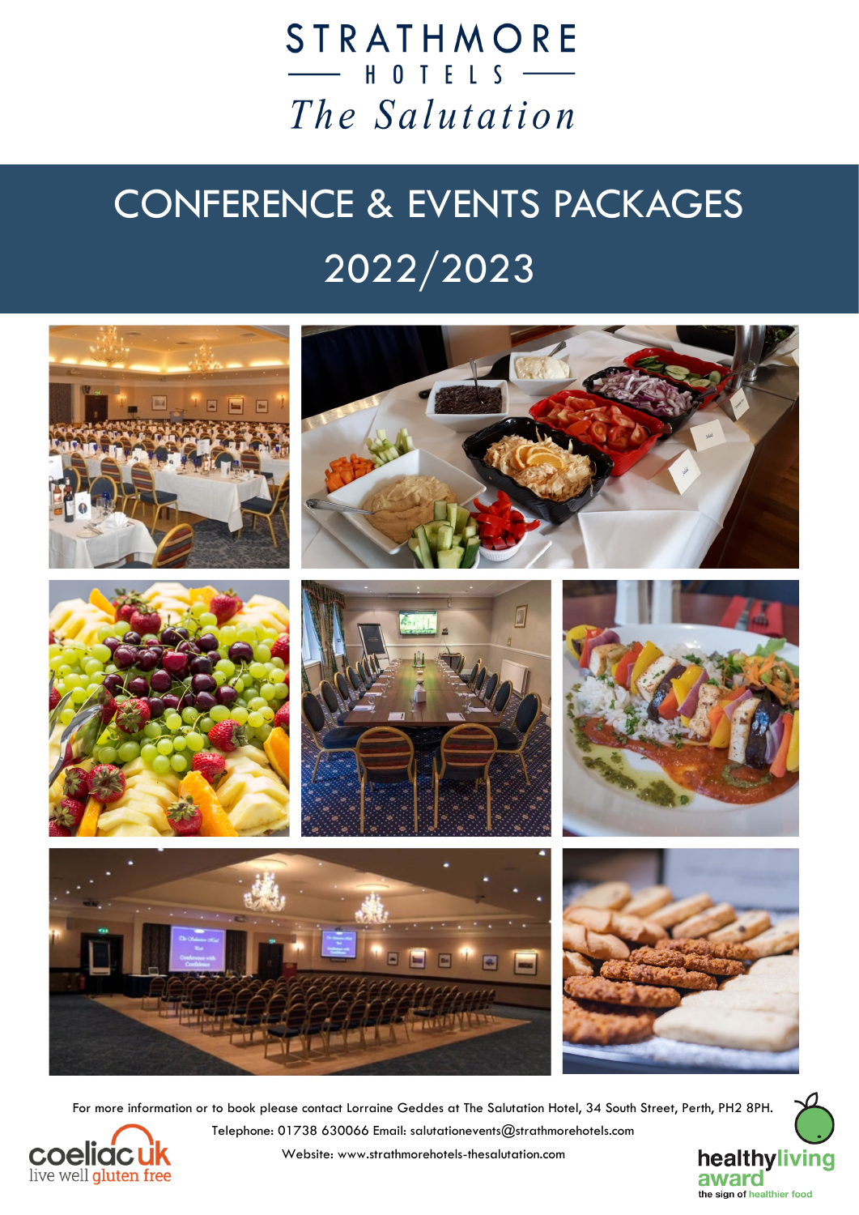# STRATHMORE HOTELS

## *The Salutation*

# CONFERENCE & EVENTS PACKAGES

# 2022/2023

For more information or to book please contact Lorraine Geddes at The Salutation Hotel, 34 South Street, Perth, PH2 8PH.

Telephone: 01738 630066 Email: salutationevents@strathmorehotels.com

Website: www.strathmorehotels-thesalutation.com

coeliac uk live well gluten free

healthyliving award the sign of healthier food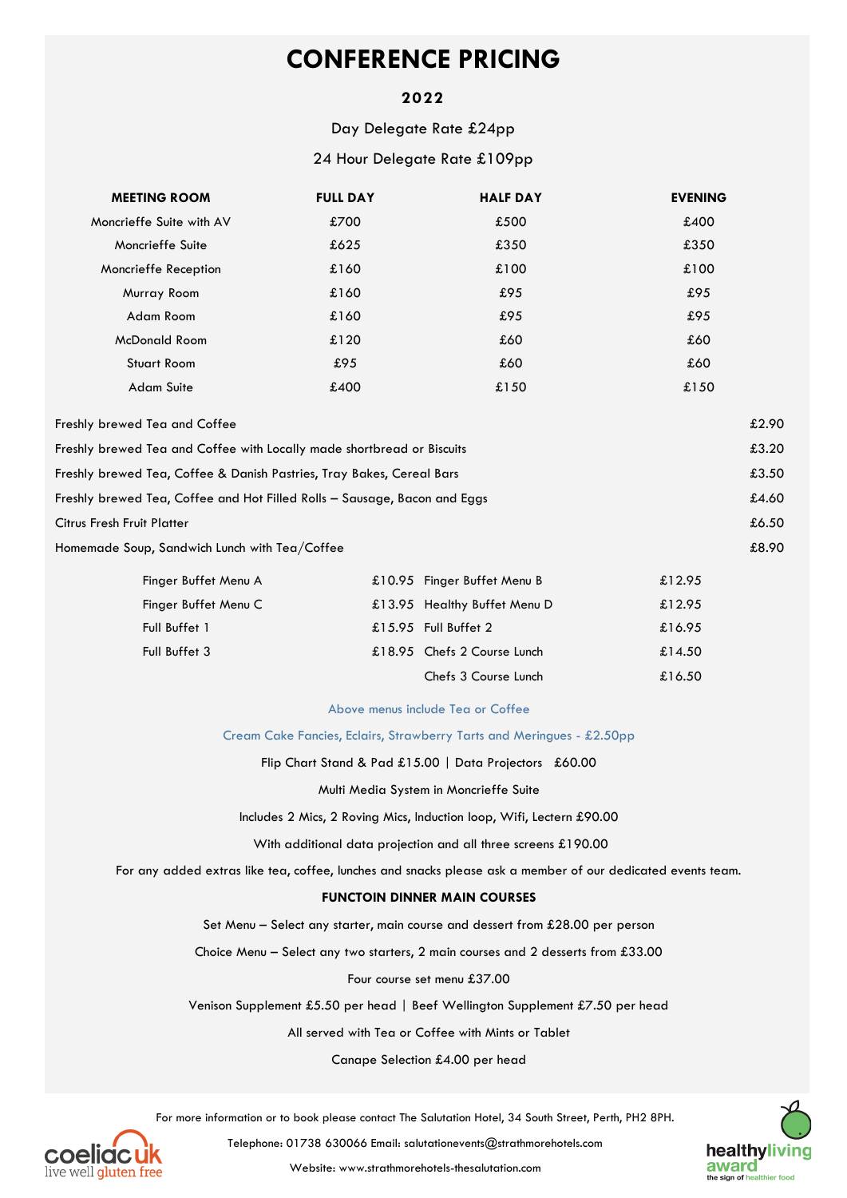# CONFERENCE PRICING

## 2022

Day Delegate Rate £24pp

24 Hour Delegate Rate £109pp

| MEETING ROOM | FULL DAY | HALF DAY | EVENING |
|---|---|---|---|
| Moncrieffe Suite with AV | £700 | £500 | £400 |
| Moncrieffe Suite | £625 | £350 | £350 |
| Moncrieffe Reception | £160 | £100 | £100 |
| Murray Room | £160 | £95 | £95 |
| Adam Room | £160 | £95 | £95 |
| McDonald Room | £120 | £60 | £60 |
| Stuart Room | £95 | £60 | £60 |
| Adam Suite | £400 | £150 | £150 |

| | |
|---|---|
| Freshly brewed Tea and Coffee | £2.90 |
| Freshly brewed Tea and Coffee with Locally made shortbread or Biscuits | £3.20 |
| Freshly brewed Tea, Coffee & Danish Pastries, Tray Bakes, Cereal Bars | £3.50 |
| Freshly brewed Tea, Coffee and Hot Filled Rolls – Sausage, Bacon and Eggs | £4.60 |
| Citrus Fresh Fruit Platter | £6.50 |
| Homemade Soup, Sandwich Lunch with Tea/Coffee | £8.90 |

| | | | |
|---|---|---|---|
| Finger Buffet Menu A | £10.95 | Finger Buffet Menu B | £12.95 |
| Finger Buffet Menu C | £13.95 | Healthy Buffet Menu D | £12.95 |
| Full Buffet 1 | £15.95 | Full Buffet 2 | £16.95 |
| Full Buffet 3 | £18.95 | Chefs 2 Course Lunch | £14.50 |
| | | Chefs 3 Course Lunch | £16.50 |

Above menus include Tea or Coffee

Cream Cake Fancies, Eclairs, Strawberry Tarts and Meringues - £2.50pp

Flip Chart Stand & Pad £15.00 | Data Projectors £60.00

Multi Media System in Moncrieffe Suite

Includes 2 Mics, 2 Roving Mics, Induction loop, Wifi, Lectern £90.00

With additional data projection and all three screens £190.00

For any added extras like tea, coffee, lunches and snacks please ask a member of our dedicated events team.

**FUNCTOIN DINNER MAIN COURSES**

Set Menu – Select any starter, main course and dessert from £28.00 per person

Choice Menu – Select any two starters, 2 main courses and 2 desserts from £33.00

Four course set menu £37.00

Venison Supplement £5.50 per head | Beef Wellington Supplement £7.50 per head

All served with Tea or Coffee with Mints or Tablet

Canape Selection £4.00 per head

For more information or to book please contact The Salutation Hotel, 34 South Street, Perth, PH2 8PH.

Telephone: 01738 630066 Email: salutationevents@strathmorehotels.com

Website: www.strathmorehotels-thesalutation.com

coeliac uk live well gluten free

healthyliving award the sign of healthier food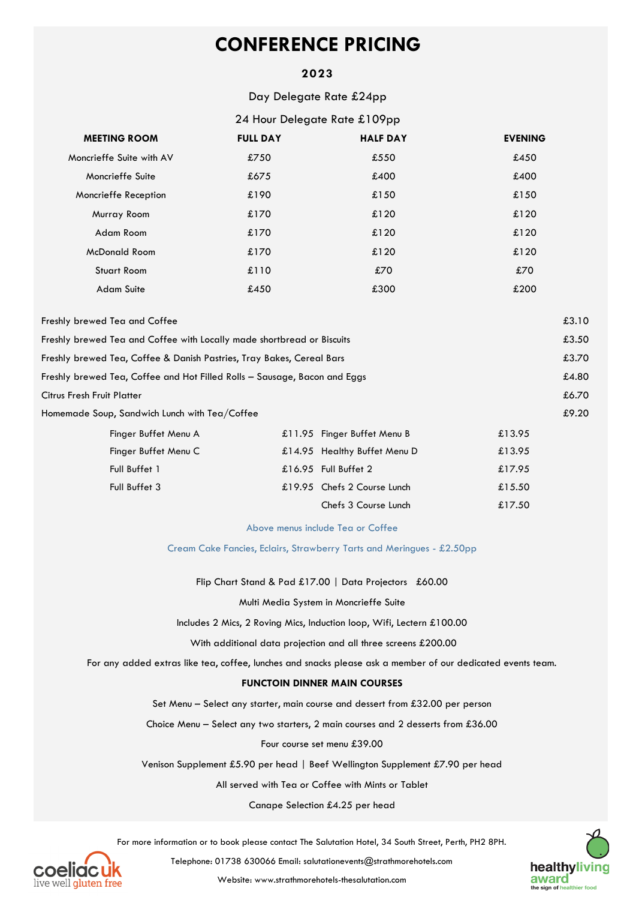# CONFERENCE PRICING

**2023**

Day Delegate Rate £24pp

24 Hour Delegate Rate £109pp

| MEETING ROOM | FULL DAY | HALF DAY | EVENING |
|---|---|---|---|
| Moncrieffe Suite with AV | £750 | £550 | £450 |
| Moncrieffe Suite | £675 | £400 | £400 |
| Moncrieffe Reception | £190 | £150 | £150 |
| Murray Room | £170 | £120 | £120 |
| Adam Room | £170 | £120 | £120 |
| McDonald Room | £170 | £120 | £120 |
| Stuart Room | £110 | £70 | £70 |
| Adam Suite | £450 | £300 | £200 |

| | |
|---|---|
| Freshly brewed Tea and Coffee | £3.10 |
| Freshly brewed Tea and Coffee with Locally made shortbread or Biscuits | £3.50 |
| Freshly brewed Tea, Coffee & Danish Pastries, Tray Bakes, Cereal Bars | £3.70 |
| Freshly brewed Tea, Coffee and Hot Filled Rolls – Sausage, Bacon and Eggs | £4.80 |
| Citrus Fresh Fruit Platter | £6.70 |
| Homemade Soup, Sandwich Lunch with Tea/Coffee | £9.20 |

| | | | |
|---|---|---|---|
| Finger Buffet Menu A | £11.95 | Finger Buffet Menu B | £13.95 |
| Finger Buffet Menu C | £14.95 | Healthy Buffet Menu D | £13.95 |
| Full Buffet 1 | £16.95 | Full Buffet 2 | £17.95 |
| Full Buffet 3 | £19.95 | Chefs 2 Course Lunch | £15.50 |
| | | Chefs 3 Course Lunch | £17.50 |

Above menus include Tea or Coffee

Cream Cake Fancies, Eclairs, Strawberry Tarts and Meringues - £2.50pp

Flip Chart Stand & Pad £17.00 | Data Projectors £60.00

Multi Media System in Moncrieffe Suite

Includes 2 Mics, 2 Roving Mics, Induction loop, Wifi, Lectern £100.00

With additional data projection and all three screens £200.00

For any added extras like tea, coffee, lunches and snacks please ask a member of our dedicated events team.

**FUNCTOIN DINNER MAIN COURSES**

Set Menu – Select any starter, main course and dessert from £32.00 per person

Choice Menu – Select any two starters, 2 main courses and 2 desserts from £36.00

Four course set menu £39.00

Venison Supplement £5.90 per head | Beef Wellington Supplement £7.90 per head

All served with Tea or Coffee with Mints or Tablet

Canape Selection £4.25 per head

For more information or to book please contact The Salutation Hotel, 34 South Street, Perth, PH2 8PH.

Telephone: 01738 630066 Email: salutationevents@strathmorehotels.com

Website: www.strathmorehotels-thesalutation.com

coeliac uk live well gluten free

healthyliving award the sign of healthier food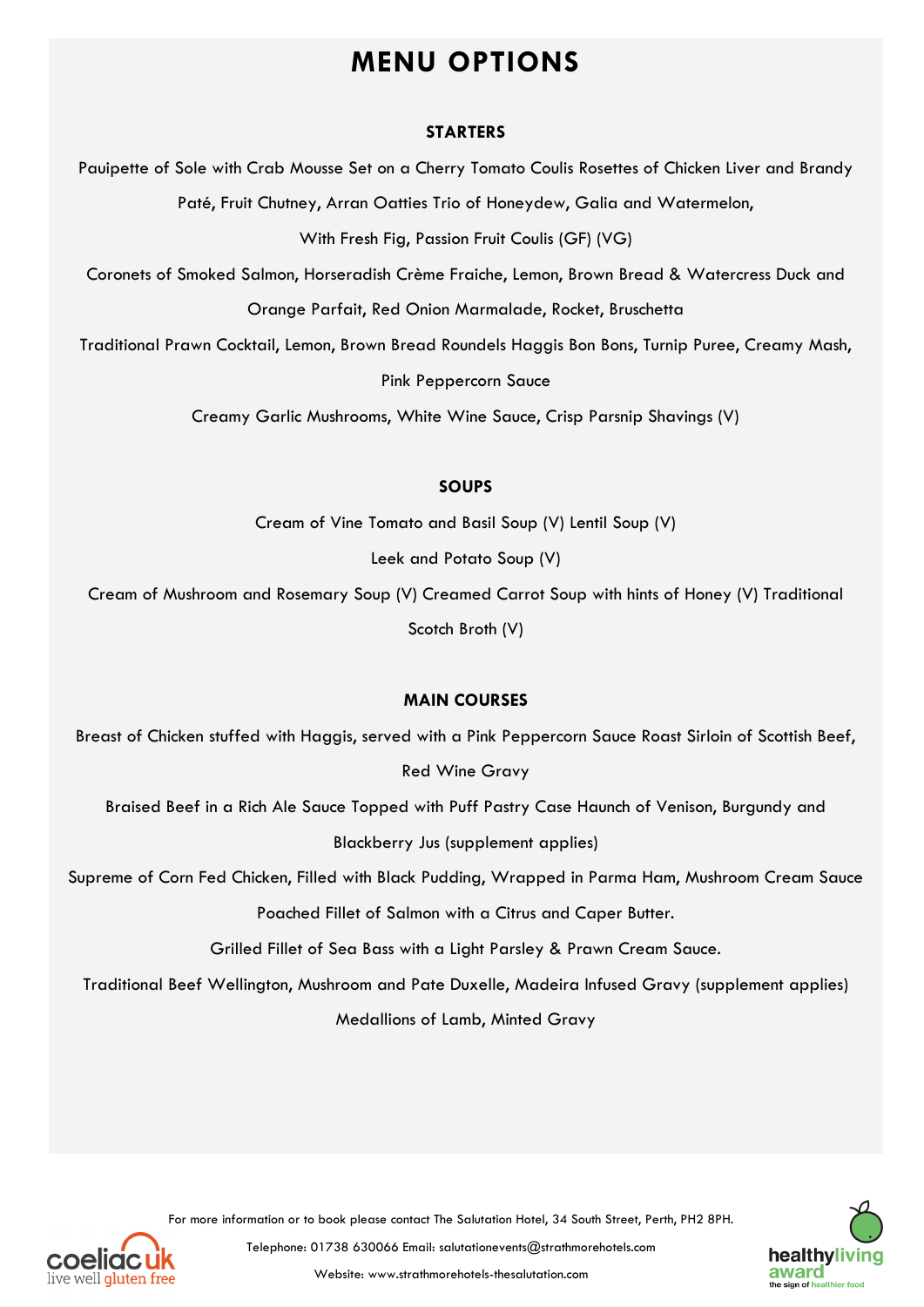# MENU OPTIONS

### STARTERS

Pauipette of Sole with Crab Mousse Set on a Cherry Tomato Coulis Rosettes of Chicken Liver and Brandy Paté, Fruit Chutney, Arran Oatties Trio of Honeydew, Galia and Watermelon,

With Fresh Fig, Passion Fruit Coulis (GF) (VG)

Coronets of Smoked Salmon, Horseradish Crème Fraiche, Lemon, Brown Bread & Watercress Duck and Orange Parfait, Red Onion Marmalade, Rocket, Bruschetta

Traditional Prawn Cocktail, Lemon, Brown Bread Roundels Haggis Bon Bons, Turnip Puree, Creamy Mash, Pink Peppercorn Sauce

Creamy Garlic Mushrooms, White Wine Sauce, Crisp Parsnip Shavings (V)

### SOUPS

Cream of Vine Tomato and Basil Soup (V) Lentil Soup (V)

Leek and Potato Soup (V)

Cream of Mushroom and Rosemary Soup (V) Creamed Carrot Soup with hints of Honey (V) Traditional Scotch Broth (V)

### MAIN COURSES

Breast of Chicken stuffed with Haggis, served with a Pink Peppercorn Sauce Roast Sirloin of Scottish Beef, Red Wine Gravy

Braised Beef in a Rich Ale Sauce Topped with Puff Pastry Case Haunch of Venison, Burgundy and Blackberry Jus (supplement applies)

Supreme of Corn Fed Chicken, Filled with Black Pudding, Wrapped in Parma Ham, Mushroom Cream Sauce

Poached Fillet of Salmon with a Citrus and Caper Butter.

Grilled Fillet of Sea Bass with a Light Parsley & Prawn Cream Sauce.

Traditional Beef Wellington, Mushroom and Pate Duxelle, Madeira Infused Gravy (supplement applies)

Medallions of Lamb, Minted Gravy

For more information or to book please contact The Salutation Hotel, 34 South Street, Perth, PH2 8PH.

Telephone: 01738 630066 Email: salutationevents@strathmorehotels.com

Website: www.strathmorehotels-thesalutation.com

coeliac uk live well gluten free

healthyliving award the sign of healthier food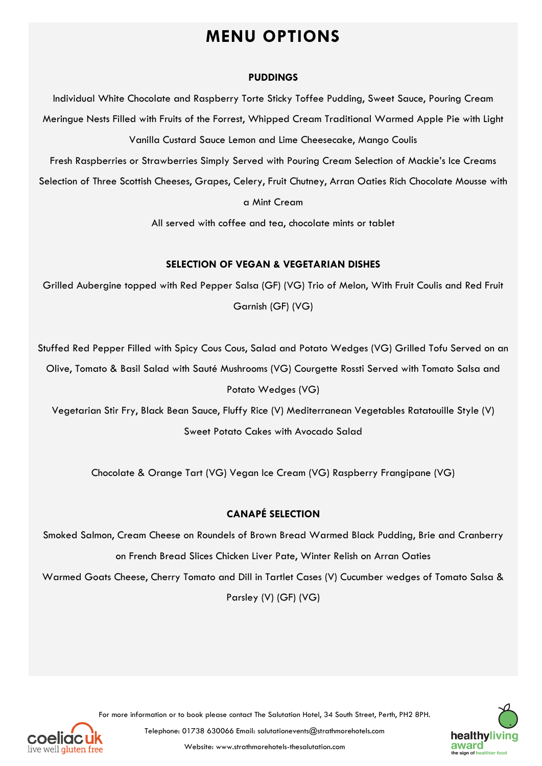# MENU OPTIONS

## PUDDINGS

Individual White Chocolate and Raspberry Torte Sticky Toffee Pudding, Sweet Sauce, Pouring Cream Meringue Nests Filled with Fruits of the Forrest, Whipped Cream Traditional Warmed Apple Pie with Light Vanilla Custard Sauce Lemon and Lime Cheesecake, Mango Coulis

Fresh Raspberries or Strawberries Simply Served with Pouring Cream Selection of Mackie's Ice Creams Selection of Three Scottish Cheeses, Grapes, Celery, Fruit Chutney, Arran Oaties Rich Chocolate Mousse with a Mint Cream

All served with coffee and tea, chocolate mints or tablet

## SELECTION OF VEGAN & VEGETARIAN DISHES

Grilled Aubergine topped with Red Pepper Salsa (GF) (VG) Trio of Melon, With Fruit Coulis and Red Fruit Garnish (GF) (VG)

Stuffed Red Pepper Filled with Spicy Cous Cous, Salad and Potato Wedges (VG) Grilled Tofu Served on an Olive, Tomato & Basil Salad with Sauté Mushrooms (VG) Courgette Rossti Served with Tomato Salsa and Potato Wedges (VG)

Vegetarian Stir Fry, Black Bean Sauce, Fluffy Rice (V) Mediterranean Vegetables Ratatouille Style (V) Sweet Potato Cakes with Avocado Salad

Chocolate & Orange Tart (VG) Vegan Ice Cream (VG) Raspberry Frangipane (VG)

## CANAPÉ SELECTION

Smoked Salmon, Cream Cheese on Roundels of Brown Bread Warmed Black Pudding, Brie and Cranberry on French Bread Slices Chicken Liver Pate, Winter Relish on Arran Oaties

Warmed Goats Cheese, Cherry Tomato and Dill in Tartlet Cases (V) Cucumber wedges of Tomato Salsa & Parsley (V) (GF) (VG)

For more information or to book please contact The Salutation Hotel, 34 South Street, Perth, PH2 8PH.

Telephone: 01738 630066 Email: salutationevents@strathmorehotels.com

Website: www.strathmorehotels-thesalutation.com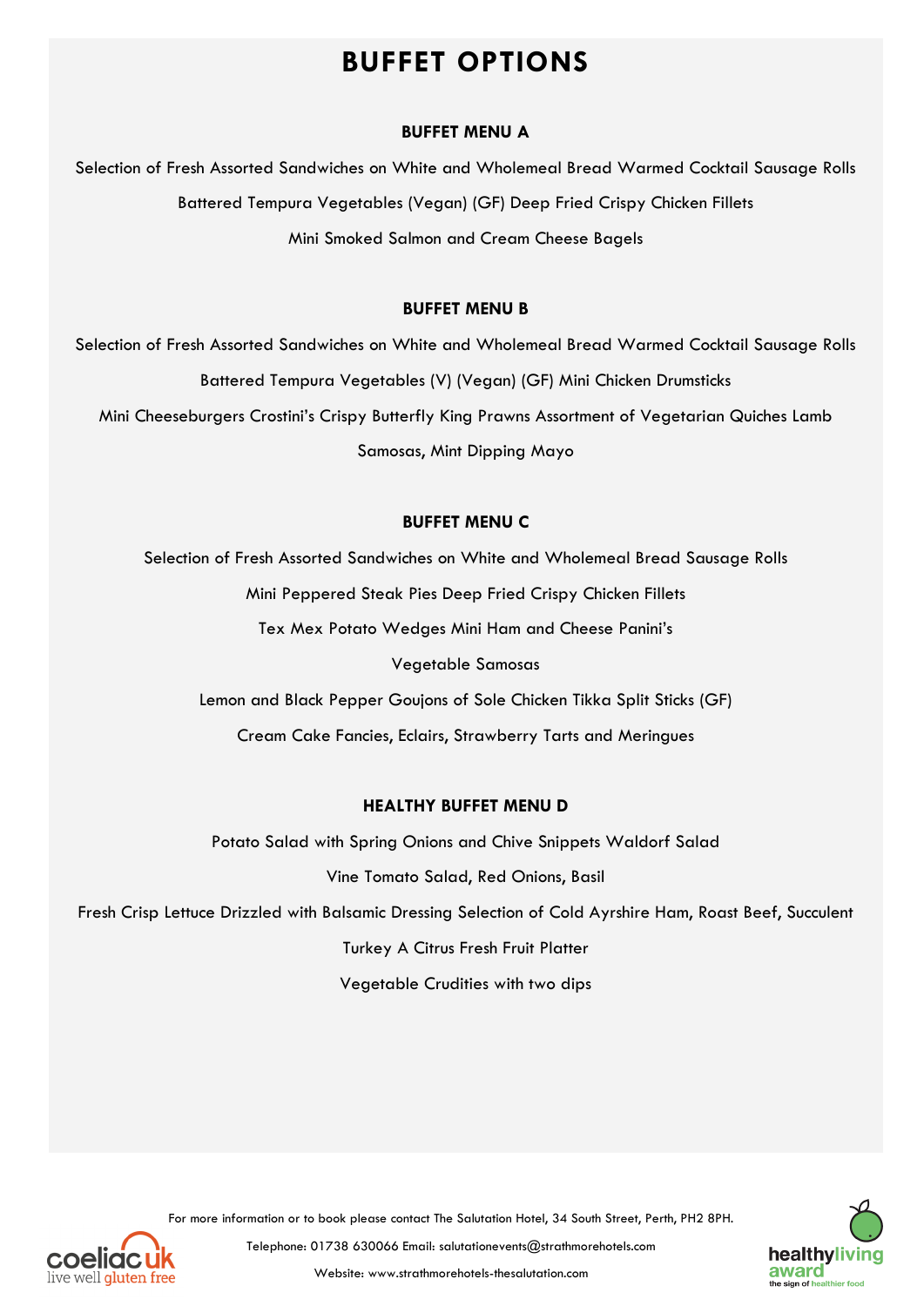# BUFFET OPTIONS

### BUFFET MENU A

Selection of Fresh Assorted Sandwiches on White and Wholemeal Bread Warmed Cocktail Sausage Rolls

Battered Tempura Vegetables (Vegan) (GF) Deep Fried Crispy Chicken Fillets

Mini Smoked Salmon and Cream Cheese Bagels

### BUFFET MENU B

Selection of Fresh Assorted Sandwiches on White and Wholemeal Bread Warmed Cocktail Sausage Rolls

Battered Tempura Vegetables (V) (Vegan) (GF) Mini Chicken Drumsticks

Mini Cheeseburgers Crostini's Crispy Butterfly King Prawns Assortment of Vegetarian Quiches Lamb

Samosas, Mint Dipping Mayo

### BUFFET MENU C

Selection of Fresh Assorted Sandwiches on White and Wholemeal Bread Sausage Rolls

Mini Peppered Steak Pies Deep Fried Crispy Chicken Fillets

Tex Mex Potato Wedges Mini Ham and Cheese Panini's

Vegetable Samosas

Lemon and Black Pepper Goujons of Sole Chicken Tikka Split Sticks (GF)

Cream Cake Fancies, Eclairs, Strawberry Tarts and Meringues

### HEALTHY BUFFET MENU D

Potato Salad with Spring Onions and Chive Snippets Waldorf Salad

Vine Tomato Salad, Red Onions, Basil

Fresh Crisp Lettuce Drizzled with Balsamic Dressing Selection of Cold Ayrshire Ham, Roast Beef, Succulent

Turkey A Citrus Fresh Fruit Platter

Vegetable Crudities with two dips

For more information or to book please contact The Salutation Hotel, 34 South Street, Perth, PH2 8PH.

Telephone: 01738 630066 Email: salutationevents@strathmorehotels.com

Website: www.strathmorehotels-thesalutation.com

coeliac uk live well gluten free

healthyliving award the sign of healthier food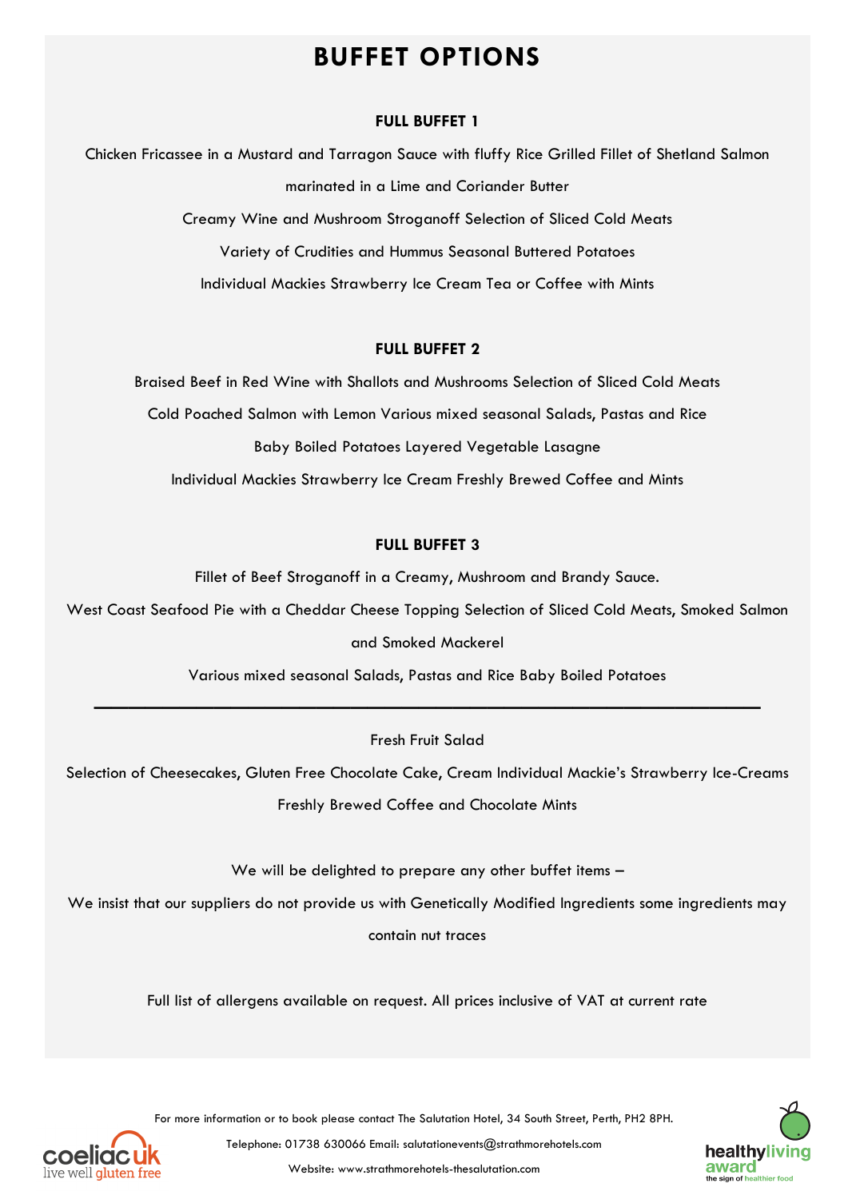# BUFFET OPTIONS

### FULL BUFFET 1

Chicken Fricassee in a Mustard and Tarragon Sauce with fluffy Rice Grilled Fillet of Shetland Salmon marinated in a Lime and Coriander Butter

Creamy Wine and Mushroom Stroganoff Selection of Sliced Cold Meats

Variety of Crudities and Hummus Seasonal Buttered Potatoes

Individual Mackies Strawberry Ice Cream Tea or Coffee with Mints

### FULL BUFFET 2

Braised Beef in Red Wine with Shallots and Mushrooms Selection of Sliced Cold Meats

Cold Poached Salmon with Lemon Various mixed seasonal Salads, Pastas and Rice

Baby Boiled Potatoes Layered Vegetable Lasagne

Individual Mackies Strawberry Ice Cream Freshly Brewed Coffee and Mints

### FULL BUFFET 3

Fillet of Beef Stroganoff in a Creamy, Mushroom and Brandy Sauce.

West Coast Seafood Pie with a Cheddar Cheese Topping Selection of Sliced Cold Meats, Smoked Salmon and Smoked Mackerel

Various mixed seasonal Salads, Pastas and Rice Baby Boiled Potatoes

---

Fresh Fruit Salad

Selection of Cheesecakes, Gluten Free Chocolate Cake, Cream Individual Mackie's Strawberry Ice-Creams

Freshly Brewed Coffee and Chocolate Mints

We will be delighted to prepare any other buffet items –

We insist that our suppliers do not provide us with Genetically Modified Ingredients some ingredients may contain nut traces

Full list of allergens available on request. All prices inclusive of VAT at current rate

For more information or to book please contact The Salutation Hotel, 34 South Street, Perth, PH2 8PH.

Telephone: 01738 630066 Email: salutationevents@strathmorehotels.com

Website: www.strathmorehotels-thesalutation.com

coeliac uk live well gluten free

healthyliving award the sign of healthier food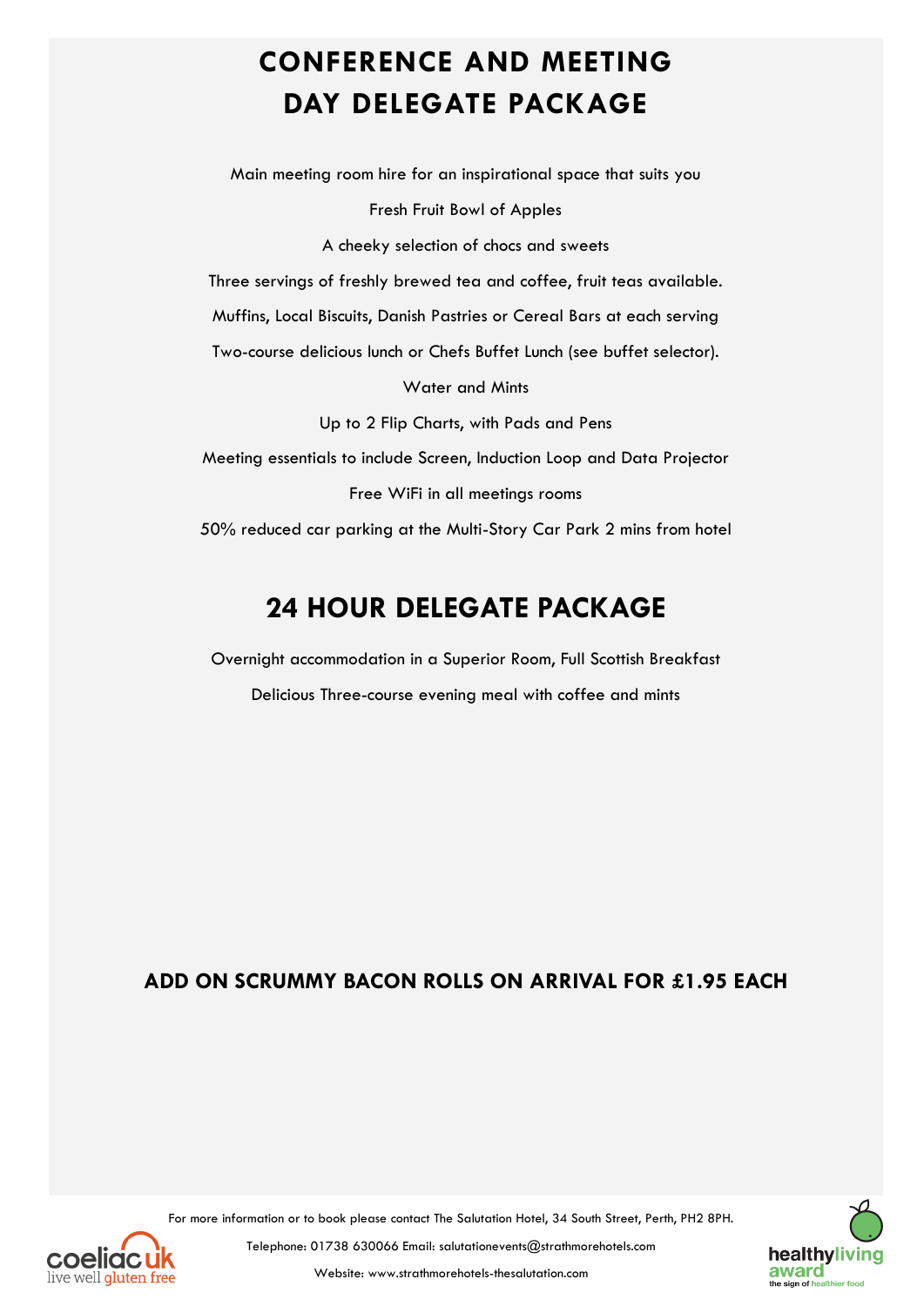# CONFERENCE AND MEETING DAY DELEGATE PACKAGE

Main meeting room hire for an inspirational space that suits you

Fresh Fruit Bowl of Apples

A cheeky selection of chocs and sweets

Three servings of freshly brewed tea and coffee, fruit teas available.

Muffins, Local Biscuits, Danish Pastries or Cereal Bars at each serving

Two-course delicious lunch or Chefs Buffet Lunch (see buffet selector).

Water and Mints

Up to 2 Flip Charts, with Pads and Pens

Meeting essentials to include Screen, Induction Loop and Data Projector

Free WiFi in all meetings rooms

50% reduced car parking at the Multi-Story Car Park 2 mins from hotel

# 24 HOUR DELEGATE PACKAGE

Overnight accommodation in a Superior Room, Full Scottish Breakfast

Delicious Three-course evening meal with coffee and mints

**ADD ON SCRUMMY BACON ROLLS ON ARRIVAL FOR £1.95 EACH**

For more information or to book please contact The Salutation Hotel, 34 South Street, Perth, PH2 8PH.

Telephone: 01738 630066 Email: salutationevents@strathmorehotels.com

Website: www.strathmorehotels-thesalutation.com

coeliac uk live well gluten free

healthyliving award the sign of healthier food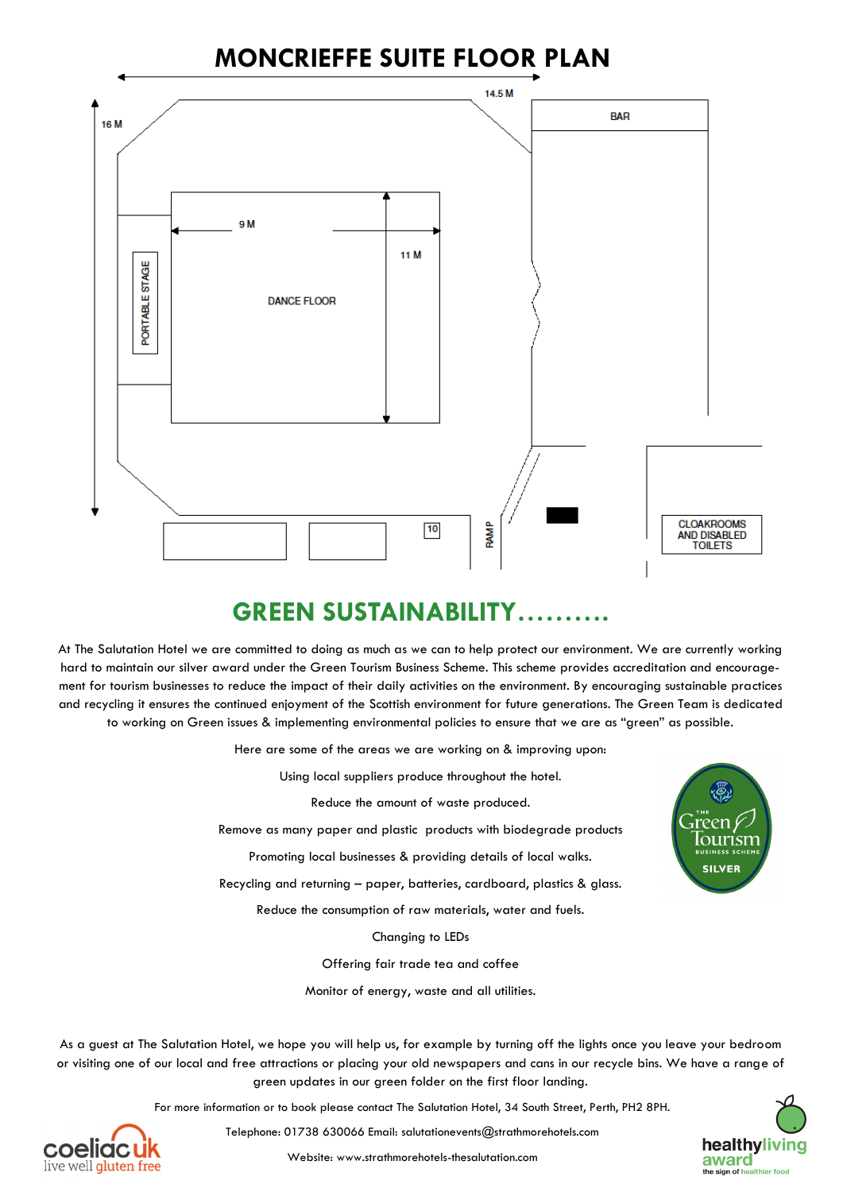# MONCRIEFFE SUITE FLOOR PLAN

14.5 M

16 M

BAR

9 M

11 M

PORTABLE STAGE

DANCE FLOOR

10

RAMP

CLOAKROOMS AND DISABLED TOILETS

## GREEN SUSTAINABILITY……….

At The Salutation Hotel we are committed to doing as much as we can to help protect our environment. We are currently working hard to maintain our silver award under the Green Tourism Business Scheme. This scheme provides accreditation and encouragement for tourism businesses to reduce the impact of their daily activities on the environment. By encouraging sustainable practices and recycling it ensures the continued enjoyment of the Scottish environment for future generations. The Green Team is dedicated to working on Green issues & implementing environmental policies to ensure that we are as "green" as possible.

Here are some of the areas we are working on & improving upon:

Using local suppliers produce throughout the hotel.

Reduce the amount of waste produced.

Remove as many paper and plastic products with biodegrade products

Promoting local businesses & providing details of local walks.

Recycling and returning – paper, batteries, cardboard, plastics & glass.

Reduce the consumption of raw materials, water and fuels.

Changing to LEDs

Offering fair trade tea and coffee

Monitor of energy, waste and all utilities.

The Green Tourism Business Scheme SILVER

As a guest at The Salutation Hotel, we hope you will help us, for example by turning off the lights once you leave your bedroom or visiting one of our local and free attractions or placing your old newspapers and cans in our recycle bins. We have a range of green updates in our green folder on the first floor landing.

For more information or to book please contact The Salutation Hotel, 34 South Street, Perth, PH2 8PH.

Telephone: 01738 630066 Email: salutationevents@strathmorehotels.com

Website: www.strathmorehotels-thesalutation.com

coeliac uk live well gluten free

healthyliving award the sign of healthier food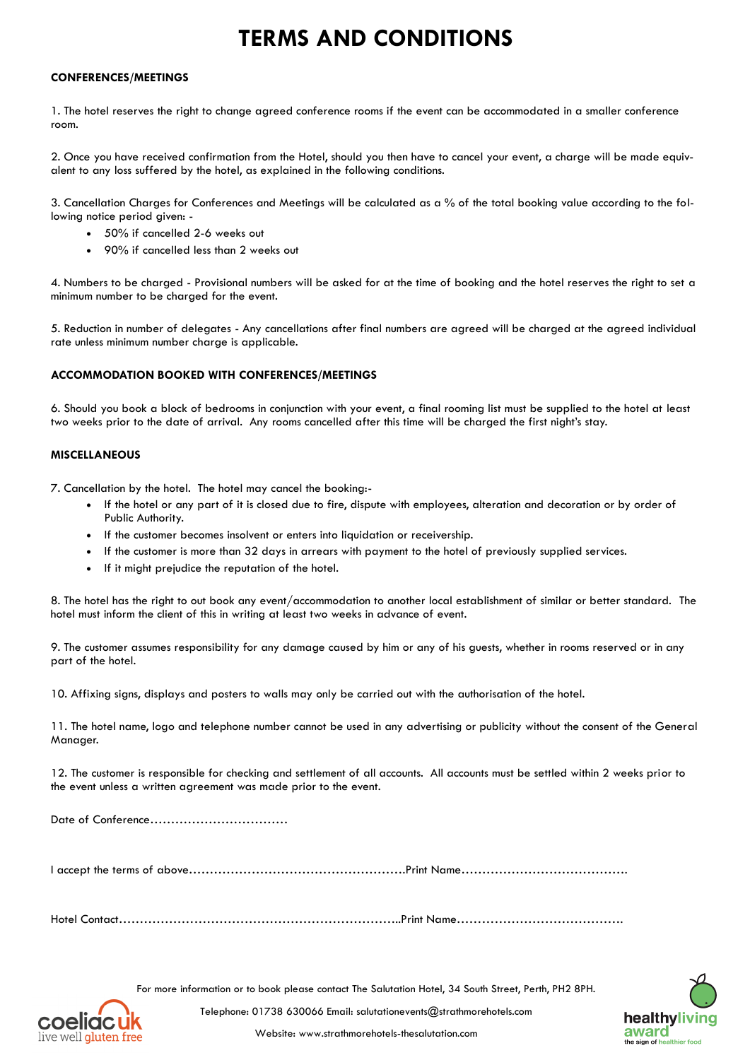# TERMS AND CONDITIONS

**CONFERENCES/MEETINGS**

1. The hotel reserves the right to change agreed conference rooms if the event can be accommodated in a smaller conference room.

2. Once you have received confirmation from the Hotel, should you then have to cancel your event, a charge will be made equivalent to any loss suffered by the hotel, as explained in the following conditions.

3. Cancellation Charges for Conferences and Meetings will be calculated as a % of the total booking value according to the following notice period given: -

- 50% if cancelled 2-6 weeks out
- 90% if cancelled less than 2 weeks out

4. Numbers to be charged - Provisional numbers will be asked for at the time of booking and the hotel reserves the right to set a minimum number to be charged for the event.

5. Reduction in number of delegates - Any cancellations after final numbers are agreed will be charged at the agreed individual rate unless minimum number charge is applicable.

**ACCOMMODATION BOOKED WITH CONFERENCES/MEETINGS**

6. Should you book a block of bedrooms in conjunction with your event, a final rooming list must be supplied to the hotel at least two weeks prior to the date of arrival. Any rooms cancelled after this time will be charged the first night's stay.

**MISCELLANEOUS**

7. Cancellation by the hotel. The hotel may cancel the booking:-

- If the hotel or any part of it is closed due to fire, dispute with employees, alteration and decoration or by order of Public Authority.
- If the customer becomes insolvent or enters into liquidation or receivership.
- If the customer is more than 32 days in arrears with payment to the hotel of previously supplied services.
- If it might prejudice the reputation of the hotel.

8. The hotel has the right to out book any event/accommodation to another local establishment of similar or better standard. The hotel must inform the client of this in writing at least two weeks in advance of event.

9. The customer assumes responsibility for any damage caused by him or any of his guests, whether in rooms reserved or in any part of the hotel.

10. Affixing signs, displays and posters to walls may only be carried out with the authorisation of the hotel.

11. The hotel name, logo and telephone number cannot be used in any advertising or publicity without the consent of the General Manager.

12. The customer is responsible for checking and settlement of all accounts. All accounts must be settled within 2 weeks prior to the event unless a written agreement was made prior to the event.

Date of Conference……………………………

I accept the terms of above…………………………………………….Print Name………………………………….

Hotel Contact…………………………………………………………..Print Name………………………………….

For more information or to book please contact The Salutation Hotel, 34 South Street, Perth, PH2 8PH.

Telephone: 01738 630066 Email: salutationevents@strathmorehotels.com

Website: www.strathmorehotels-thesalutation.com

coeliac uk
live well gluten free

healthyliving award
the sign of healthier food